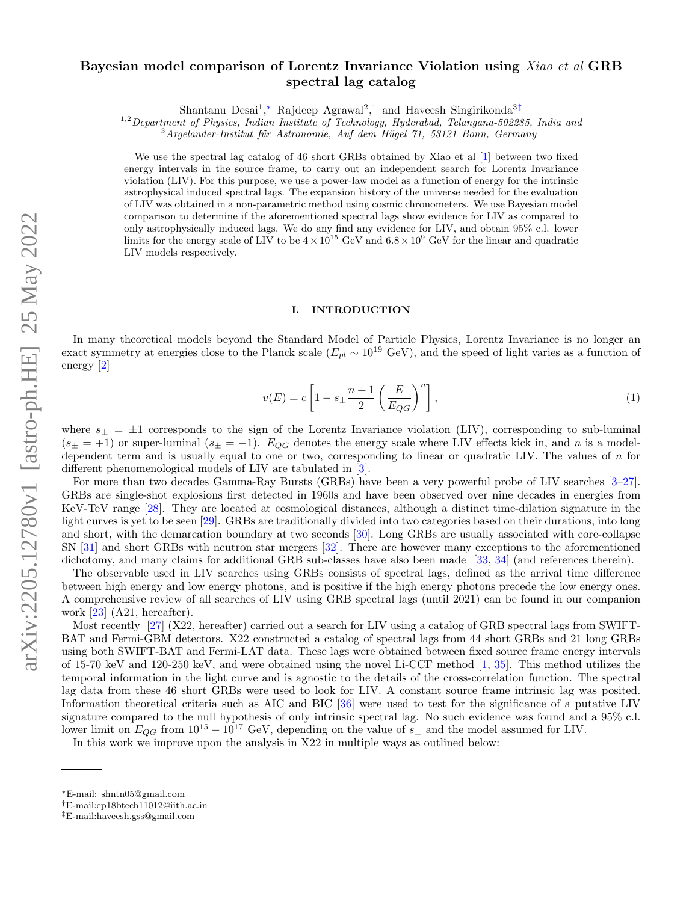# Bayesian model comparison of Lorentz Invariance Violation using *Xiao et al* GRB spectral lag catalog

Shantanu Desai[1,*] Rajdeep Agrawal[2,†] and Haveesh Singirikonda[3‡]

[1,2] *Department of Physics, Indian Institute of Technology, Hyderabad, Telangana-502285, India and*
[3] *Argelander-Institut für Astronomie, Auf dem Hügel 71, 53121 Bonn, Germany*

We use the spectral lag catalog of 46 short GRBs obtained by Xiao et al [1] between two fixed energy intervals in the source frame, to carry out an independent search for Lorentz Invariance violation (LIV). For this purpose, we use a power-law model as a function of energy for the intrinsic astrophysical induced spectral lags. The expansion history of the universe needed for the evaluation of LIV was obtained in a non-parametric method using cosmic chronometers. We use Bayesian model comparison to determine if the aforementioned spectral lags show evidence for LIV as compared to only astrophysically induced lags. We do any find any evidence for LIV, and obtain 95% c.l. lower limits for the energy scale of LIV to be $4 \times 10^{15}$ GeV and $6.8 \times 10^{9}$ GeV for the linear and quadratic LIV models respectively.

## I. INTRODUCTION

In many theoretical models beyond the Standard Model of Particle Physics, Lorentz Invariance is no longer an exact symmetry at energies close to the Planck scale ($E_{pl} \sim 10^{19}$ GeV), and the speed of light varies as a function of energy [2]

$$v(E) = c\left[1 - s_{\pm}\frac{n+1}{2}\left(\frac{E}{E_{QG}}\right)^{n}\right], \tag{1}$$

where $s_{\pm} = \pm 1$ corresponds to the sign of the Lorentz Invariance violation (LIV), corresponding to sub-luminal ($s_{\pm} = +1$) or super-luminal ($s_{\pm} = -1$). $E_{QG}$ denotes the energy scale where LIV effects kick in, and $n$ is a model-dependent term and is usually equal to one or two, corresponding to linear or quadratic LIV. The values of $n$ for different phenomenological models of LIV are tabulated in [3].

For more than two decades Gamma-Ray Bursts (GRBs) have been a very powerful probe of LIV searches [3–27]. GRBs are single-shot explosions first detected in 1960s and have been observed over nine decades in energies from KeV-TeV range [28]. They are located at cosmological distances, although a distinct time-dilation signature in the light curves is yet to be seen [29]. GRBs are traditionally divided into two categories based on their durations, into long and short, with the demarcation boundary at two seconds [30]. Long GRBs are usually associated with core-collapse SN [31] and short GRBs with neutron star mergers [32]. There are however many exceptions to the aforementioned dichotomy, and many claims for additional GRB sub-classes have also been made [33, 34] (and references therein).

The observable used in LIV searches using GRBs consists of spectral lags, defined as the arrival time difference between high energy and low energy photons, and is positive if the high energy photons precede the low energy ones. A comprehensive review of all searches of LIV using GRB spectral lags (until 2021) can be found in our companion work [23] (A21, hereafter).

Most recently [27] (X22, hereafter) carried out a search for LIV using a catalog of GRB spectral lags from SWIFT-BAT and Fermi-GBM detectors. X22 constructed a catalog of spectral lags from 44 short GRBs and 21 long GRBs using both SWIFT-BAT and Fermi-LAT data. These lags were obtained between fixed source frame energy intervals of 15-70 keV and 120-250 keV, and were obtained using the novel Li-CCF method [1, 35]. This method utilizes the temporal information in the light curve and is agnostic to the details of the cross-correlation function. The spectral lag data from these 46 short GRBs were used to look for LIV. A constant source frame intrinsic lag was posited. Information theoretical criteria such as AIC and BIC [36] were used to test for the significance of a putative LIV signature compared to the null hypothesis of only intrinsic spectral lag. No such evidence was found and a 95% c.l. lower limit on $E_{QG}$ from $10^{15} - 10^{17}$ GeV, depending on the value of $s_{\pm}$ and the model assumed for LIV.

In this work we improve upon the analysis in X22 in multiple ways as outlined below:

---

*E-mail: shntn05@gmail.com

†E-mail:ep18btech11012@iith.ac.in

‡E-mail:haveesh.gss@gmail.com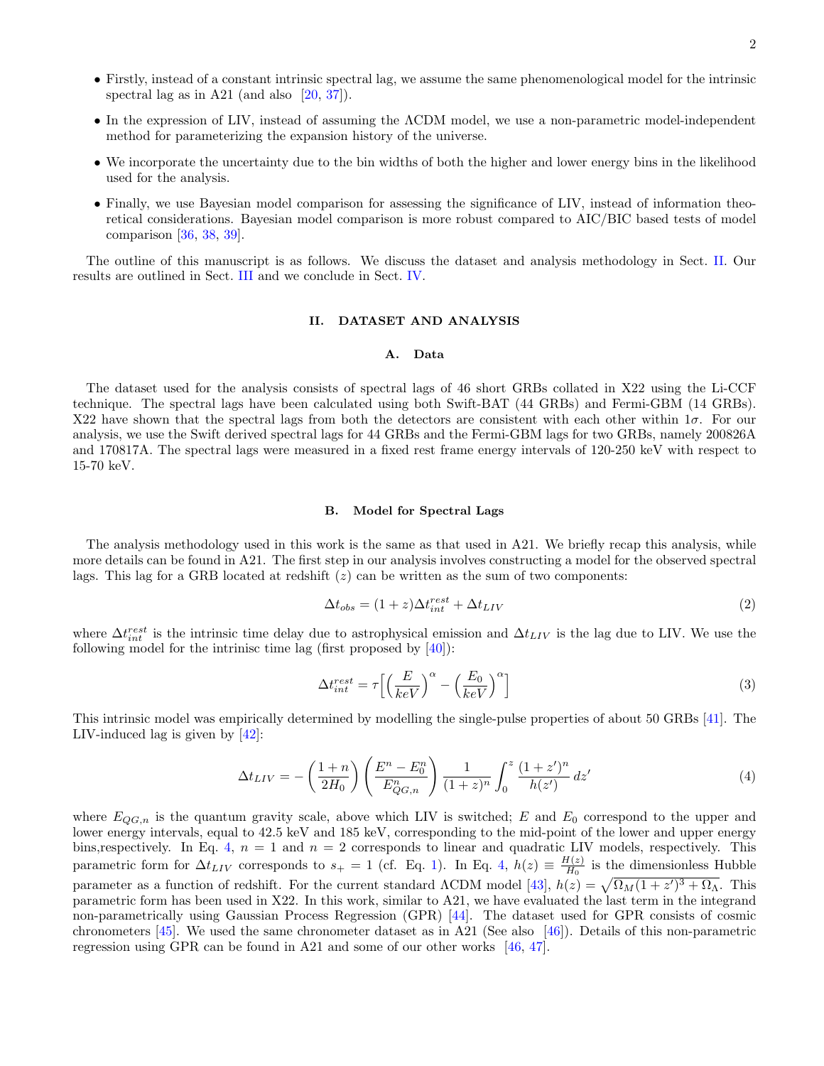- Firstly, instead of a constant intrinsic spectral lag, we assume the same phenomenological model for the intrinsic spectral lag as in A21 (and also [20, 37]).
- In the expression of LIV, instead of assuming the ΛCDM model, we use a non-parametric model-independent method for parameterizing the expansion history of the universe.
- We incorporate the uncertainty due to the bin widths of both the higher and lower energy bins in the likelihood used for the analysis.
- Finally, we use Bayesian model comparison for assessing the significance of LIV, instead of information theoretical considerations. Bayesian model comparison is more robust compared to AIC/BIC based tests of model comparison [36, 38, 39].

The outline of this manuscript is as follows. We discuss the dataset and analysis methodology in Sect. II. Our results are outlined in Sect. III and we conclude in Sect. IV.

## II. DATASET AND ANALYSIS

### A. Data

The dataset used for the analysis consists of spectral lags of 46 short GRBs collated in X22 using the Li-CCF technique. The spectral lags have been calculated using both Swift-BAT (44 GRBs) and Fermi-GBM (14 GRBs). X22 have shown that the spectral lags from both the detectors are consistent with each other within $1\sigma$. For our analysis, we use the Swift derived spectral lags for 44 GRBs and the Fermi-GBM lags for two GRBs, namely 200826A and 170817A. The spectral lags were measured in a fixed rest frame energy intervals of 120-250 keV with respect to 15-70 keV.

### B. Model for Spectral Lags

The analysis methodology used in this work is the same as that used in A21. We briefly recap this analysis, while more details can be found in A21. The first step in our analysis involves constructing a model for the observed spectral lags. This lag for a GRB located at redshift ($z$) can be written as the sum of two components:

$$\Delta t_{obs} = (1+z)\Delta t_{int}^{rest} + \Delta t_{LIV} \tag{2}$$

where $\Delta t_{int}^{rest}$ is the intrinsic time delay due to astrophysical emission and $\Delta t_{LIV}$ is the lag due to LIV. We use the following model for the intrinisc time lag (first proposed by [40]):

$$\Delta t_{int}^{rest} = \tau\Big[\Big(\frac{E}{keV}\Big)^{\alpha} - \Big(\frac{E_0}{keV}\Big)^{\alpha}\Big] \tag{3}$$

This intrinsic model was empirically determined by modelling the single-pulse properties of about 50 GRBs [41]. The LIV-induced lag is given by [42]:

$$\Delta t_{LIV} = -\left(\frac{1+n}{2H_0}\right)\left(\frac{E^n - E_0^n}{E^n_{QG,n}}\right)\frac{1}{(1+z)^n}\int_0^z \frac{(1+z')^n}{h(z')}\,dz' \tag{4}$$

where $E_{QG,n}$ is the quantum gravity scale, above which LIV is switched; $E$ and $E_0$ correspond to the upper and lower energy intervals, equal to 42.5 keV and 185 keV, corresponding to the mid-point of the lower and upper energy bins,respectively. In Eq. 4, $n = 1$ and $n = 2$ corresponds to linear and quadratic LIV models, respectively. This parametric form for $\Delta t_{LIV}$ corresponds to $s_+ = 1$ (cf. Eq. 1). In Eq. 4, $h(z) \equiv \frac{H(z)}{H_0}$ is the dimensionless Hubble parameter as a function of redshift. For the current standard ΛCDM model [43], $h(z) = \sqrt{\Omega_M(1+z')^3 + \Omega_\Lambda}$. This parametric form has been used in X22. In this work, similar to A21, we have evaluated the last term in the integrand non-parametrically using Gaussian Process Regression (GPR) [44]. The dataset used for GPR consists of cosmic chronometers [45]. We used the same chronometer dataset as in A21 (See also [46]). Details of this non-parametric regression using GPR can be found in A21 and some of our other works [46, 47].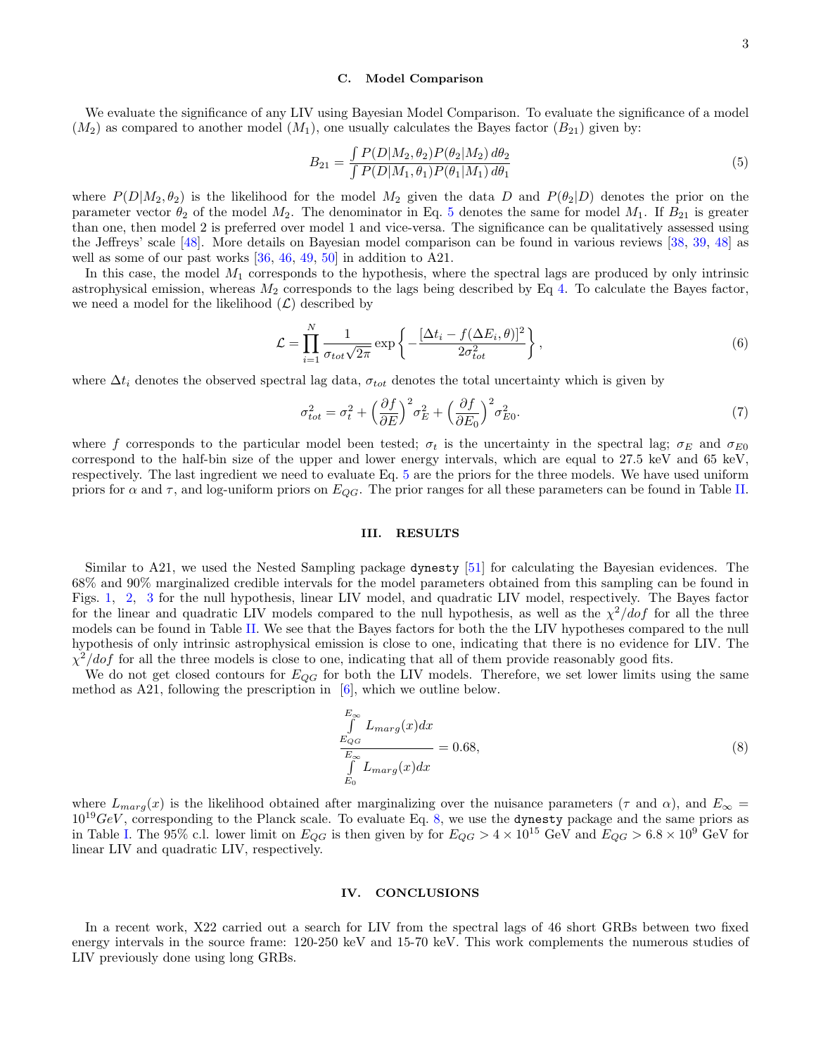### C. Model Comparison

We evaluate the significance of any LIV using Bayesian Model Comparison. To evaluate the significance of a model ($M_2$) as compared to another model ($M_1$), one usually calculates the Bayes factor ($B_{21}$) given by:

$$B_{21} = \frac{\int P(D|M_2, \theta_2) P(\theta_2|M_2)\, d\theta_2}{\int P(D|M_1, \theta_1) P(\theta_1|M_1)\, d\theta_1} \tag{5}$$

where $P(D|M_2, \theta_2)$ is the likelihood for the model $M_2$ given the data $D$ and $P(\theta_2|D)$ denotes the prior on the parameter vector $\theta_2$ of the model $M_2$. The denominator in Eq. 5 denotes the same for model $M_1$. If $B_{21}$ is greater than one, then model 2 is preferred over model 1 and vice-versa. The significance can be qualitatively assessed using the Jeffreys' scale [48]. More details on Bayesian model comparison can be found in various reviews [38, 39, 48] as well as some of our past works [36, 46, 49, 50] in addition to A21.

In this case, the model $M_1$ corresponds to the hypothesis, where the spectral lags are produced by only intrinsic astrophysical emission, whereas $M_2$ corresponds to the lags being described by Eq 4. To calculate the Bayes factor, we need a model for the likelihood ($\mathcal{L}$) described by

$$\mathcal{L} = \prod_{i=1}^{N} \frac{1}{\sigma_{tot}\sqrt{2\pi}} \exp\left\{-\frac{[\Delta t_i - f(\Delta E_i, \theta)]^2}{2\sigma_{tot}^2}\right\}, \tag{6}$$

where $\Delta t_i$ denotes the observed spectral lag data, $\sigma_{tot}$ denotes the total uncertainty which is given by

$$\sigma_{tot}^2 = \sigma_t^2 + \left(\frac{\partial f}{\partial E}\right)^2 \sigma_E^2 + \left(\frac{\partial f}{\partial E_0}\right)^2 \sigma_{E0}^2. \tag{7}$$

where $f$ corresponds to the particular model been tested; $\sigma_t$ is the uncertainty in the spectral lag; $\sigma_E$ and $\sigma_{E0}$ correspond to the half-bin size of the upper and lower energy intervals, which are equal to 27.5 keV and 65 keV, respectively. The last ingredient we need to evaluate Eq. 5 are the priors for the three models. We have used uniform priors for $\alpha$ and $\tau$, and log-uniform priors on $E_{QG}$. The prior ranges for all these parameters can be found in Table II.

## III. RESULTS

Similar to A21, we used the Nested Sampling package `dynesty` [51] for calculating the Bayesian evidences. The 68% and 90% marginalized credible intervals for the model parameters obtained from this sampling can be found in Figs. 1, 2, 3 for the null hypothesis, linear LIV model, and quadratic LIV model, respectively. The Bayes factor for the linear and quadratic LIV models compared to the null hypothesis, as well as the $\chi^2/dof$ for all the three models can be found in Table II. We see that the Bayes factors for both the the LIV hypotheses compared to the null hypothesis of only intrinsic astrophysical emission is close to one, indicating that there is no evidence for LIV. The $\chi^2/dof$ for all the three models is close to one, indicating that all of them provide reasonably good fits.

We do not get closed contours for $E_{QG}$ for both the LIV models. Therefore, we set lower limits using the same method as A21, following the prescription in [6], which we outline below.

$$\frac{\int_{E_{QG}}^{E_\infty} L_{marg}(x)dx}{\int_{E_0}^{E_\infty} L_{marg}(x)dx} = 0.68, \tag{8}$$

where $L_{marg}(x)$ is the likelihood obtained after marginalizing over the nuisance parameters ($\tau$ and $\alpha$), and $E_\infty = 10^{19} GeV$, corresponding to the Planck scale. To evaluate Eq. 8, we use the `dynesty` package and the same priors as in Table I. The 95% c.l. lower limit on $E_{QG}$ is then given by for $E_{QG} > 4 \times 10^{15}$ GeV and $E_{QG} > 6.8 \times 10^{9}$ GeV for linear LIV and quadratic LIV, respectively.

## IV. CONCLUSIONS

In a recent work, X22 carried out a search for LIV from the spectral lags of 46 short GRBs between two fixed energy intervals in the source frame: 120-250 keV and 15-70 keV. This work complements the numerous studies of LIV previously done using long GRBs.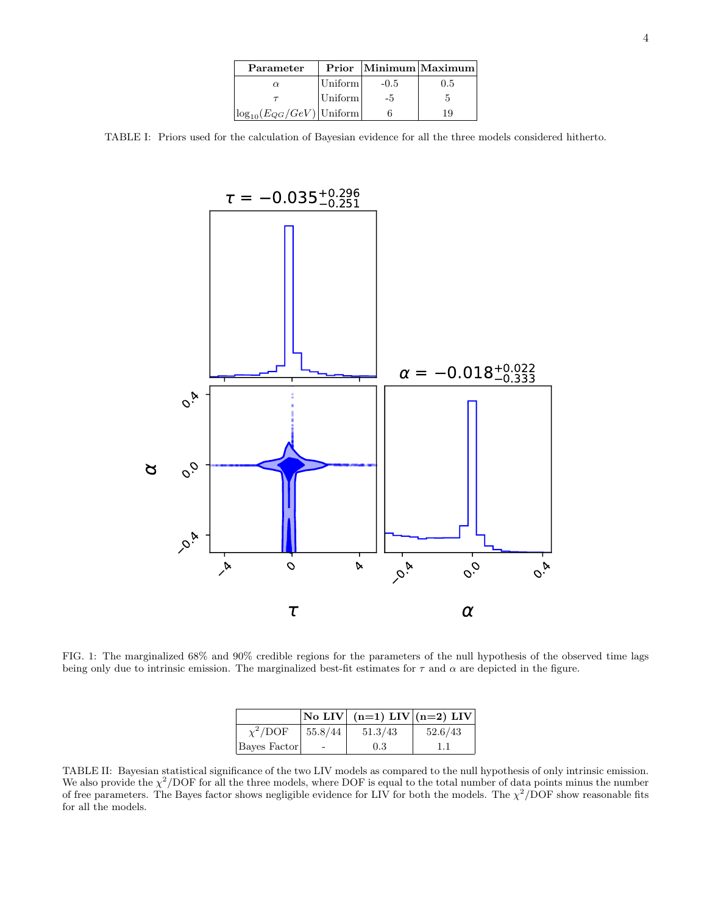| Parameter | Prior | Minimum | Maximum |
|---|---|---|---|
| $\alpha$ | Uniform | -0.5 | 0.5 |
| $\tau$ | Uniform | -5 | 5 |
| $\log_{10}(E_{QG}/GeV)$ | Uniform | 6 | 19 |

TABLE I: Priors used for the calculation of Bayesian evidence for all the three models considered hitherto.

FIG. 1: The marginalized 68% and 90% credible regions for the parameters of the null hypothesis of the observed time lags being only due to intrinsic emission. The marginalized best-fit estimates for $\tau$ and $\alpha$ are depicted in the figure.

|  | No LIV | (n=1) LIV | (n=2) LIV |
|---|---|---|---|
| $\chi^2$/DOF | 55.8/44 | 51.3/43 | 52.6/43 |
| Bayes Factor | - | 0.3 | 1.1 |

TABLE II: Bayesian statistical significance of the two LIV models as compared to the null hypothesis of only intrinsic emission. We also provide the $\chi^2$/DOF for all the three models, where DOF is equal to the total number of data points minus the number of free parameters. The Bayes factor shows negligible evidence for LIV for both the models. The $\chi^2$/DOF show reasonable fits for all the models.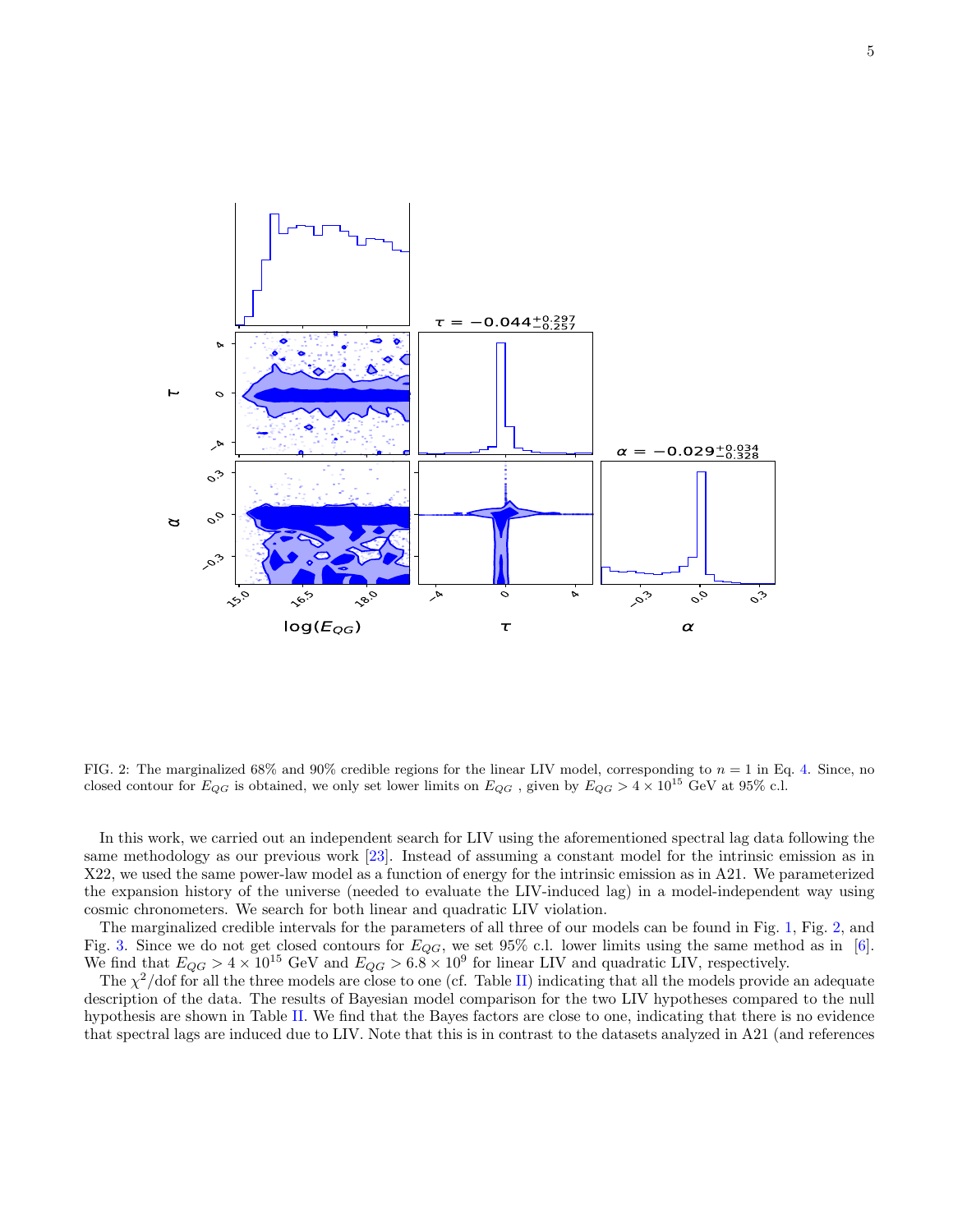FIG. 2: The marginalized 68% and 90% credible regions for the linear LIV model, corresponding to $n = 1$ in Eq. 4. Since, no closed contour for $E_{QG}$ is obtained, we only set lower limits on $E_{QG}$ , given by $E_{QG} > 4 \times 10^{15}$ GeV at 95% c.l.

In this work, we carried out an independent search for LIV using the aforementioned spectral lag data following the same methodology as our previous work [23]. Instead of assuming a constant model for the intrinsic emission as in X22, we used the same power-law model as a function of energy for the intrinsic emission as in A21. We parameterized the expansion history of the universe (needed to evaluate the LIV-induced lag) in a model-independent way using cosmic chronometers. We search for both linear and quadratic LIV violation.

The marginalized credible intervals for the parameters of all three of our models can be found in Fig. 1, Fig. 2, and Fig. 3. Since we do not get closed contours for $E_{QG}$, we set 95% c.l. lower limits using the same method as in [6]. We find that $E_{QG} > 4 \times 10^{15}$ GeV and $E_{QG} > 6.8 \times 10^{9}$ for linear LIV and quadratic LIV, respectively.

The $\chi^2$/dof for all the three models are close to one (cf. Table II) indicating that all the models provide an adequate description of the data. The results of Bayesian model comparison for the two LIV hypotheses compared to the null hypothesis are shown in Table II. We find that the Bayes factors are close to one, indicating that there is no evidence that spectral lags are induced due to LIV. Note that this is in contrast to the datasets analyzed in A21 (and references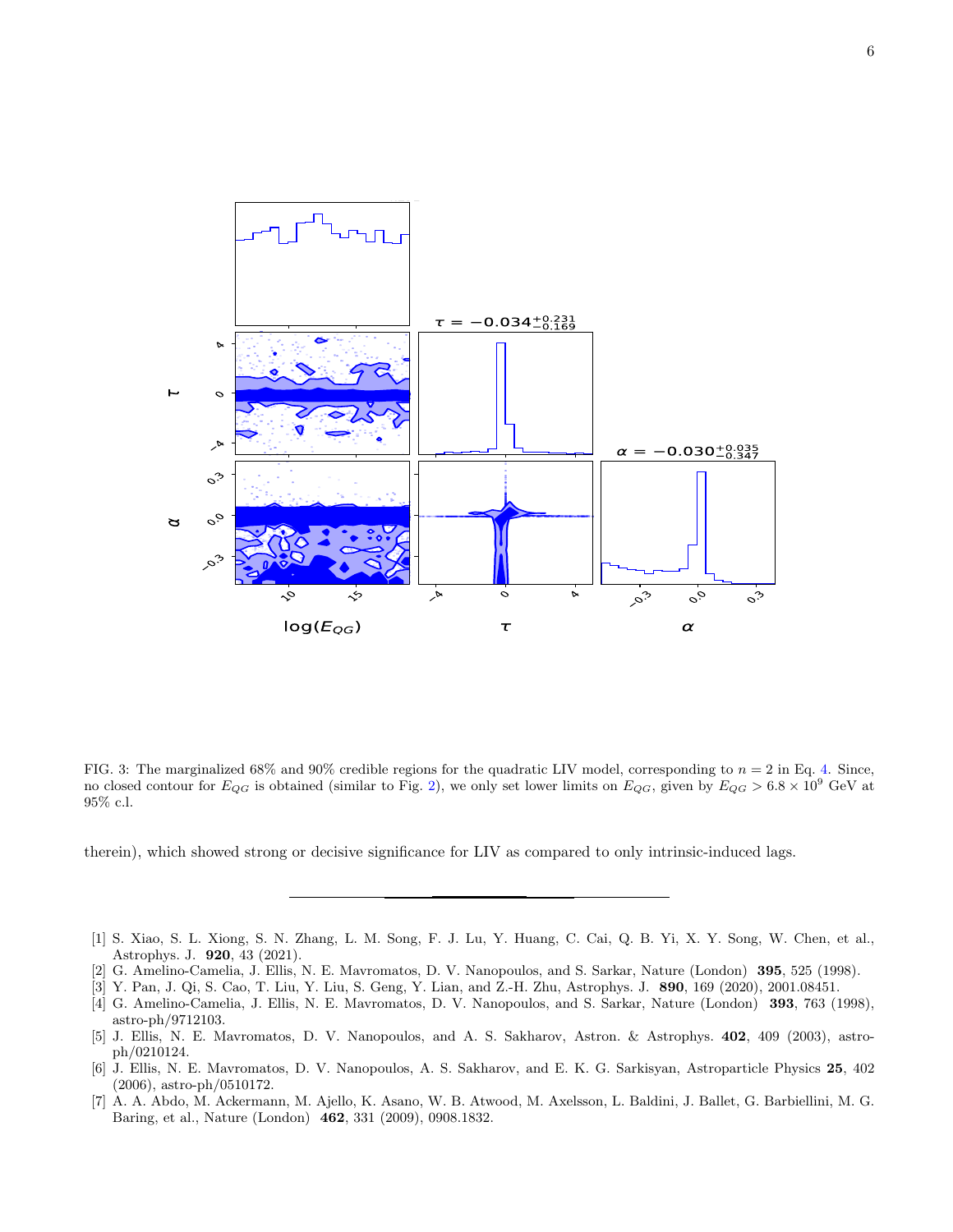FIG. 3: The marginalized 68% and 90% credible regions for the quadratic LIV model, corresponding to $n = 2$ in Eq. 4. Since, no closed contour for $E_{QG}$ is obtained (similar to Fig. 2), we only set lower limits on $E_{QG}$, given by $E_{QG} > 6.8 \times 10^9$ GeV at 95% c.l.

therein), which showed strong or decisive significance for LIV as compared to only intrinsic-induced lags.

---

[1] S. Xiao, S. L. Xiong, S. N. Zhang, L. M. Song, F. J. Lu, Y. Huang, C. Cai, Q. B. Yi, X. Y. Song, W. Chen, et al., Astrophys. J. **920**, 43 (2021).

[2] G. Amelino-Camelia, J. Ellis, N. E. Mavromatos, D. V. Nanopoulos, and S. Sarkar, Nature (London) **395**, 525 (1998).

[3] Y. Pan, J. Qi, S. Cao, T. Liu, Y. Liu, S. Geng, Y. Lian, and Z.-H. Zhu, Astrophys. J. **890**, 169 (2020), 2001.08451.

[4] G. Amelino-Camelia, J. Ellis, N. E. Mavromatos, D. V. Nanopoulos, and S. Sarkar, Nature (London) **393**, 763 (1998), astro-ph/9712103.

[5] J. Ellis, N. E. Mavromatos, D. V. Nanopoulos, and A. S. Sakharov, Astron. & Astrophys. **402**, 409 (2003), astro-ph/0210124.

[6] J. Ellis, N. E. Mavromatos, D. V. Nanopoulos, A. S. Sakharov, and E. K. G. Sarkisyan, Astroparticle Physics **25**, 402 (2006), astro-ph/0510172.

[7] A. A. Abdo, M. Ackermann, M. Ajello, K. Asano, W. B. Atwood, M. Axelsson, L. Baldini, J. Ballet, G. Barbiellini, M. G. Baring, et al., Nature (London) **462**, 331 (2009), 0908.1832.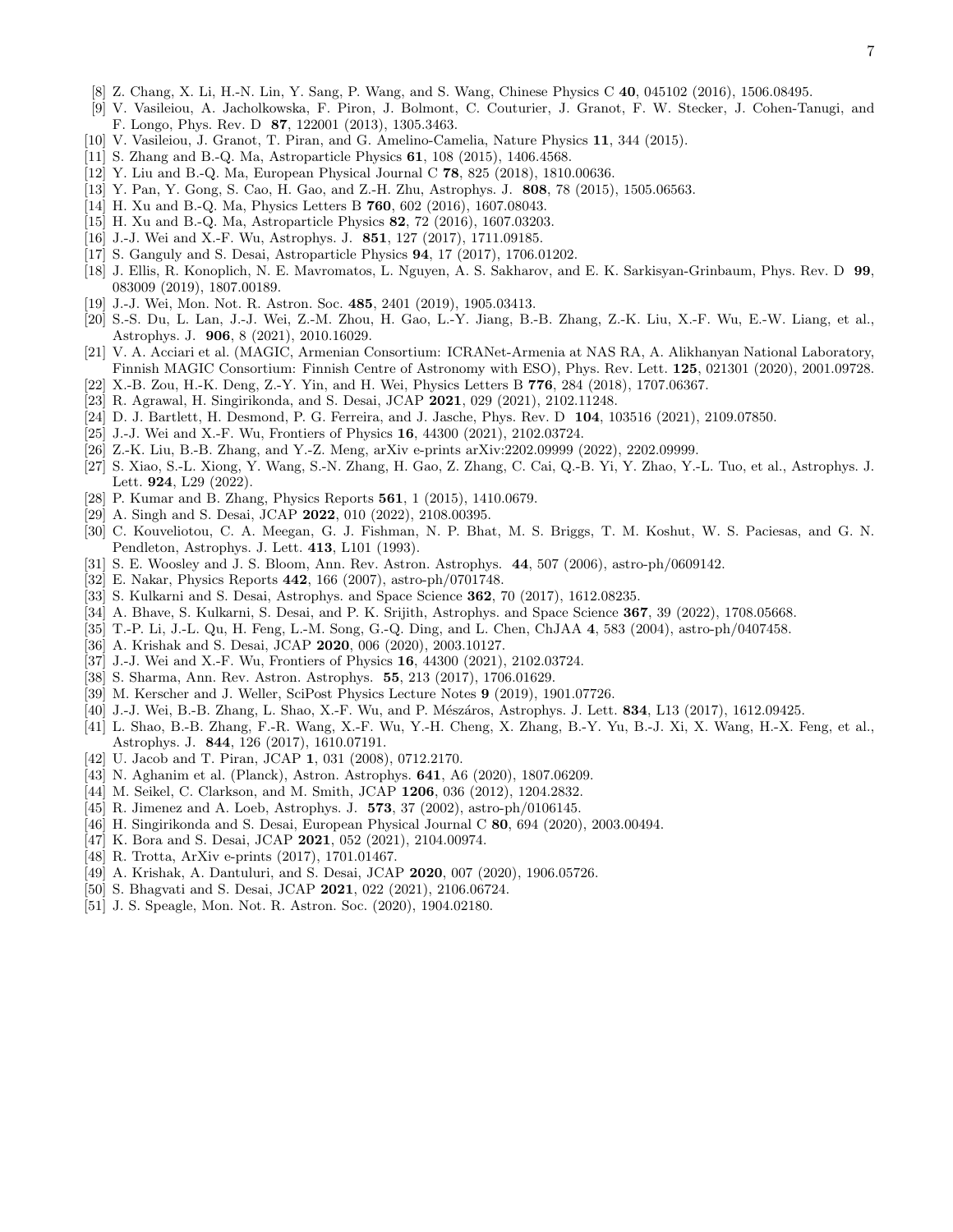[8] Z. Chang, X. Li, H.-N. Lin, Y. Sang, P. Wang, and S. Wang, Chinese Physics C **40**, 045102 (2016), 1506.08495.
[9] V. Vasileiou, A. Jacholkowska, F. Piron, J. Bolmont, C. Couturier, J. Granot, F. W. Stecker, J. Cohen-Tanugi, and F. Longo, Phys. Rev. D **87**, 122001 (2013), 1305.3463.
[10] V. Vasileiou, J. Granot, T. Piran, and G. Amelino-Camelia, Nature Physics **11**, 344 (2015).
[11] S. Zhang and B.-Q. Ma, Astroparticle Physics **61**, 108 (2015), 1406.4568.
[12] Y. Liu and B.-Q. Ma, European Physical Journal C **78**, 825 (2018), 1810.00636.
[13] Y. Pan, Y. Gong, S. Cao, H. Gao, and Z.-H. Zhu, Astrophys. J. **808**, 78 (2015), 1505.06563.
[14] H. Xu and B.-Q. Ma, Physics Letters B **760**, 602 (2016), 1607.08043.
[15] H. Xu and B.-Q. Ma, Astroparticle Physics **82**, 72 (2016), 1607.03203.
[16] J.-J. Wei and X.-F. Wu, Astrophys. J. **851**, 127 (2017), 1711.09185.
[17] S. Ganguly and S. Desai, Astroparticle Physics **94**, 17 (2017), 1706.01202.
[18] J. Ellis, R. Konoplich, N. E. Mavromatos, L. Nguyen, A. S. Sakharov, and E. K. Sarkisyan-Grinbaum, Phys. Rev. D **99**, 083009 (2019), 1807.00189.
[19] J.-J. Wei, Mon. Not. R. Astron. Soc. **485**, 2401 (2019), 1905.03413.
[20] S.-S. Du, L. Lan, J.-J. Wei, Z.-M. Zhou, H. Gao, L.-Y. Jiang, B.-B. Zhang, Z.-K. Liu, X.-F. Wu, E.-W. Liang, et al., Astrophys. J. **906**, 8 (2021), 2010.16029.
[21] V. A. Acciari et al. (MAGIC, Armenian Consortium: ICRANet-Armenia at NAS RA, A. Alikhanyan National Laboratory, Finnish MAGIC Consortium: Finnish Centre of Astronomy with ESO), Phys. Rev. Lett. **125**, 021301 (2020), 2001.09728.
[22] X.-B. Zou, H.-K. Deng, Z.-Y. Yin, and H. Wei, Physics Letters B **776**, 284 (2018), 1707.06367.
[23] R. Agrawal, H. Singirikonda, and S. Desai, JCAP **2021**, 029 (2021), 2102.11248.
[24] D. J. Bartlett, H. Desmond, P. G. Ferreira, and J. Jasche, Phys. Rev. D **104**, 103516 (2021), 2109.07850.
[25] J.-J. Wei and X.-F. Wu, Frontiers of Physics **16**, 44300 (2021), 2102.03724.
[26] Z.-K. Liu, B.-B. Zhang, and Y.-Z. Meng, arXiv e-prints arXiv:2202.09999 (2022), 2202.09999.
[27] S. Xiao, S.-L. Xiong, Y. Wang, S.-N. Zhang, H. Gao, Z. Zhang, C. Cai, Q.-B. Yi, Y. Zhao, Y.-L. Tuo, et al., Astrophys. J. Lett. **924**, L29 (2022).
[28] P. Kumar and B. Zhang, Physics Reports **561**, 1 (2015), 1410.0679.
[29] A. Singh and S. Desai, JCAP **2022**, 010 (2022), 2108.00395.
[30] C. Kouveliotou, C. A. Meegan, G. J. Fishman, N. P. Bhat, M. S. Briggs, T. M. Koshut, W. S. Paciesas, and G. N. Pendleton, Astrophys. J. Lett. **413**, L101 (1993).
[31] S. E. Woosley and J. S. Bloom, Ann. Rev. Astron. Astrophys. **44**, 507 (2006), astro-ph/0609142.
[32] E. Nakar, Physics Reports **442**, 166 (2007), astro-ph/0701748.
[33] S. Kulkarni and S. Desai, Astrophys. and Space Science **362**, 70 (2017), 1612.08235.
[34] A. Bhave, S. Kulkarni, S. Desai, and P. K. Srijith, Astrophys. and Space Science **367**, 39 (2022), 1708.05668.
[35] T.-P. Li, J.-L. Qu, H. Feng, L.-M. Song, G.-Q. Ding, and L. Chen, ChJAA **4**, 583 (2004), astro-ph/0407458.
[36] A. Krishak and S. Desai, JCAP **2020**, 006 (2020), 2003.10127.
[37] J.-J. Wei and X.-F. Wu, Frontiers of Physics **16**, 44300 (2021), 2102.03724.
[38] S. Sharma, Ann. Rev. Astron. Astrophys. **55**, 213 (2017), 1706.01629.
[39] M. Kerscher and J. Weller, SciPost Physics Lecture Notes **9** (2019), 1901.07726.
[40] J.-J. Wei, B.-B. Zhang, L. Shao, X.-F. Wu, and P. Mészáros, Astrophys. J. Lett. **834**, L13 (2017), 1612.09425.
[41] L. Shao, B.-B. Zhang, F.-R. Wang, X.-F. Wu, Y.-H. Cheng, X. Zhang, B.-Y. Yu, B.-J. Xi, X. Wang, H.-X. Feng, et al., Astrophys. J. **844**, 126 (2017), 1610.07191.
[42] U. Jacob and T. Piran, JCAP **1**, 031 (2008), 0712.2170.
[43] N. Aghanim et al. (Planck), Astron. Astrophys. **641**, A6 (2020), 1807.06209.
[44] M. Seikel, C. Clarkson, and M. Smith, JCAP **1206**, 036 (2012), 1204.2832.
[45] R. Jimenez and A. Loeb, Astrophys. J. **573**, 37 (2002), astro-ph/0106145.
[46] H. Singirikonda and S. Desai, European Physical Journal C **80**, 694 (2020), 2003.00494.
[47] K. Bora and S. Desai, JCAP **2021**, 052 (2021), 2104.00974.
[48] R. Trotta, ArXiv e-prints (2017), 1701.01467.
[49] A. Krishak, A. Dantuluri, and S. Desai, JCAP **2020**, 007 (2020), 1906.05726.
[50] S. Bhagvati and S. Desai, JCAP **2021**, 022 (2021), 2106.06724.
[51] J. S. Speagle, Mon. Not. R. Astron. Soc. (2020), 1904.02180.